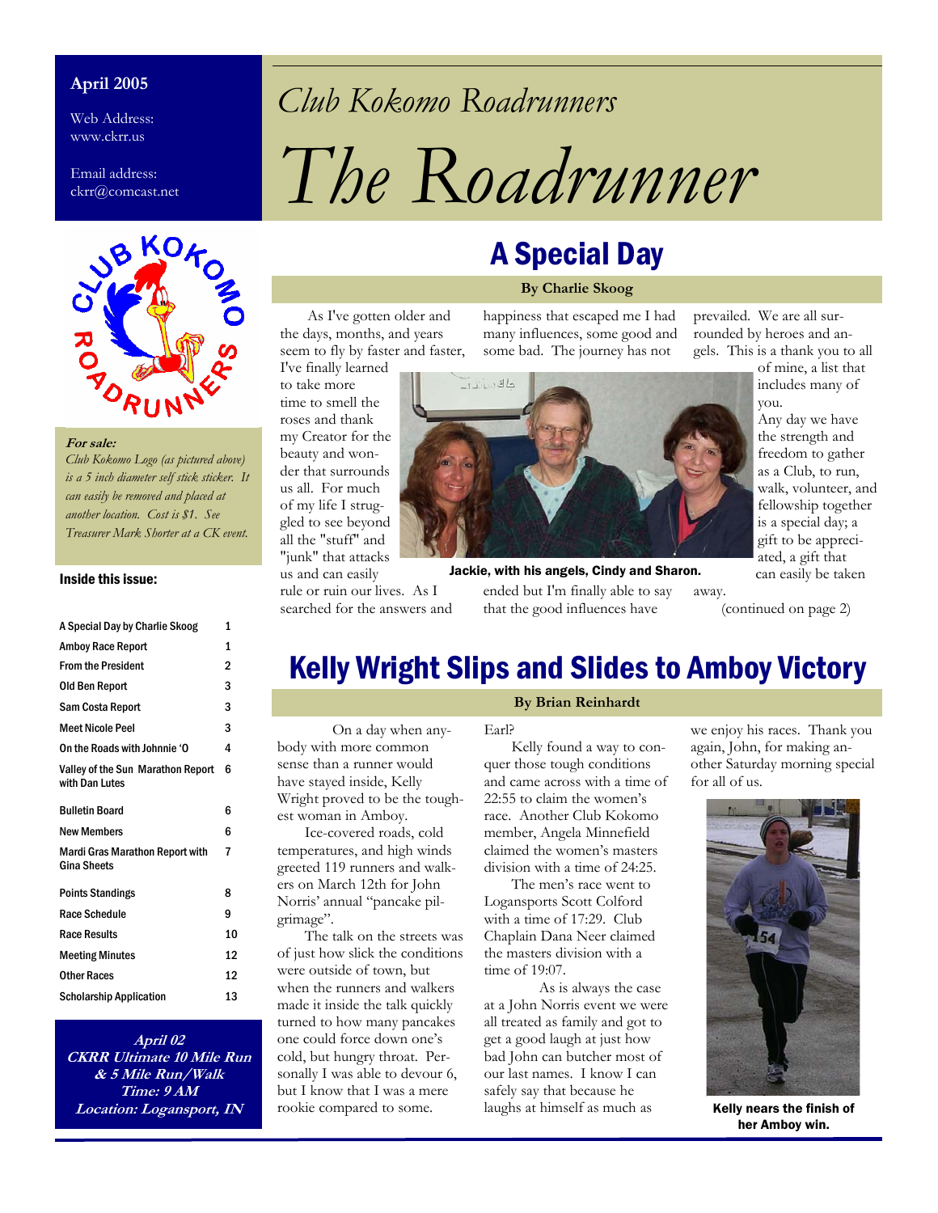**April 2005**

Web Address: www.ckrr.us

Email address: ckrr@comcast.net

*Club Kokomo Roadrunners*

# The Roadrunner

***For sale:***
*Club Kokomo Logo (as pictured above) is a 5 inch diameter self stick sticker. It can easily be removed and placed at another location. Cost is $1. See Treasurer Mark Shorter at a CK event.*

**Inside this issue:**

| | |
|---|---|
| A Special Day by Charlie Skoog | 1 |
| Amboy Race Report | 1 |
| From the President | 2 |
| Old Ben Report | 3 |
| Sam Costa Report | 3 |
| Meet Nicole Peel | 3 |
| On the Roads with Johnnie 'O | 4 |
| Valley of the Sun Marathon Report with Dan Lutes | 6 |
| Bulletin Board | 6 |
| New Members | 6 |
| Mardi Gras Marathon Report with Gina Sheets | 7 |
| Points Standings | 8 |
| Race Schedule | 9 |
| Race Results | 10 |
| Meeting Minutes | 12 |
| Other Races | 12 |
| Scholarship Application | 13 |

***April 02***
***CKRR Ultimate 10 Mile Run & 5 Mile Run/Walk***
***Time: 9 AM***
***Location: Logansport, IN***

## A Special Day

**By Charlie Skoog**

As I've gotten older and the days, months, and years seem to fly by faster and faster, I've finally learned to take more time to smell the roses and thank my Creator for the beauty and wonder that surrounds us all. For much of my life I struggled to see beyond all the "stuff" and "junk" that attacks us and can easily rule or ruin our lives. As I searched for the answers and happiness that escaped me I had many influences, some good and some bad. The journey has not ended but I'm finally able to say that the good influences have prevailed. We are all surrounded by heroes and angels. This is a thank you to all of mine, a list that includes many of you.

Any day we have the strength and freedom to gather as a Club, to run, walk, volunteer, and fellowship together is a special day; a gift to be appreciated, a gift that can easily be taken away.

(continued on page 2)

**Jackie, with his angels, Cindy and Sharon.**

## Kelly Wright Slips and Slides to Amboy Victory

**By Brian Reinhardt**

On a day when anybody with more common sense than a runner would have stayed inside, Kelly Wright proved to be the toughest woman in Amboy.

Ice-covered roads, cold temperatures, and high winds greeted 119 runners and walkers on March 12th for John Norris' annual "pancake pilgrimage".

The talk on the streets was of just how slick the conditions were outside of town, but when the runners and walkers made it inside the talk quickly turned to how many pancakes one could force down one's cold, but hungry throat. Personally I was able to devour 6, but I know that I was a mere rookie compared to some. Earl?

Kelly found a way to conquer those tough conditions and came across with a time of 22:55 to claim the women's race. Another Club Kokomo member, Angela Minnefield claimed the women's masters division with a time of 24:25.

The men's race went to Logansports Scott Colford with a time of 17:29. Club Chaplain Dana Neer claimed the masters division with a time of 19:07.

As is always the case at a John Norris event we were all treated as family and got to get a good laugh at just how bad John can butcher most of our last names. I know I can safely say that because he laughs at himself as much as we enjoy his races. Thank you again, John, for making another Saturday morning special for all of us.

**Kelly nears the finish of her Amboy win.**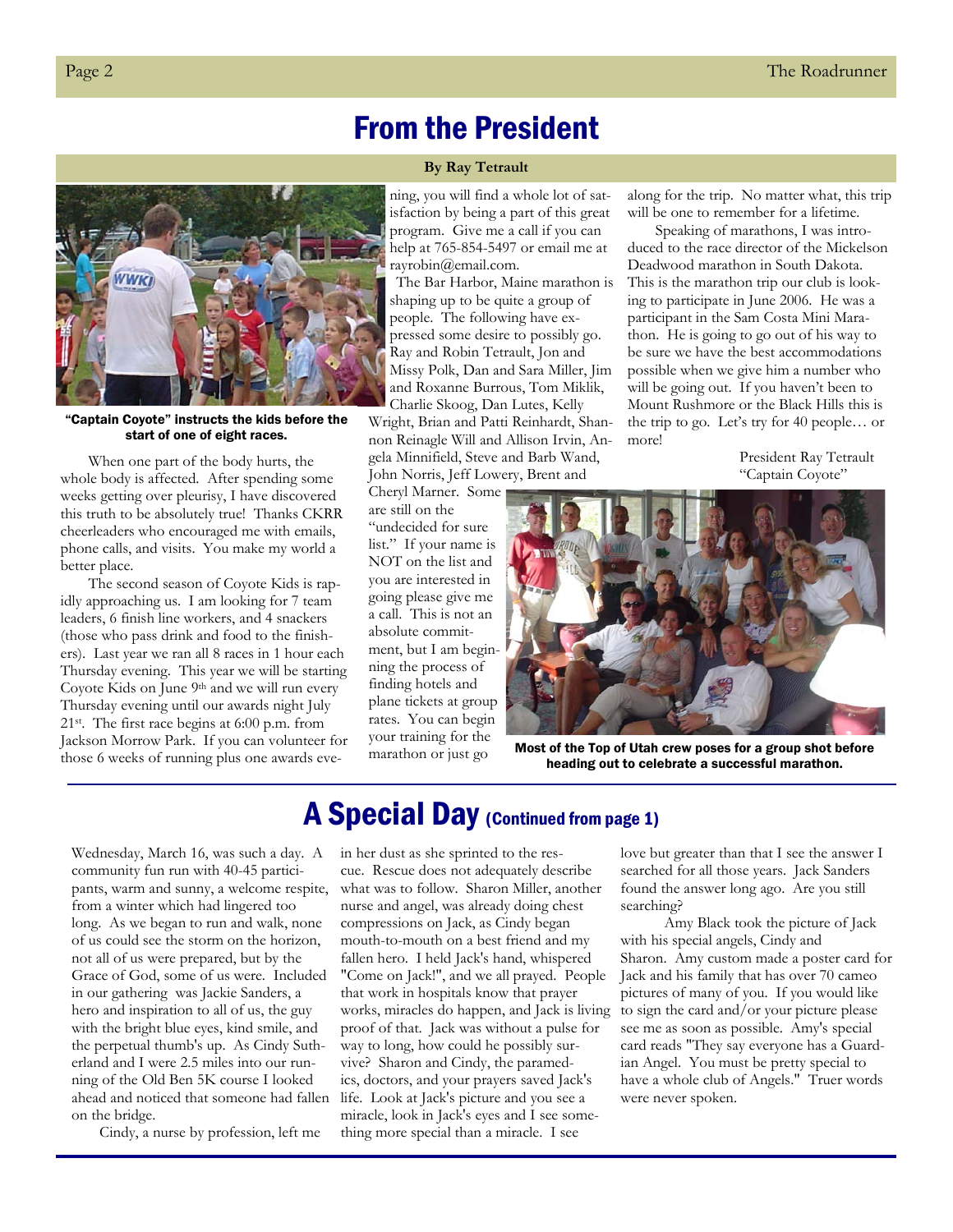# From the President

**By Ray Tetrault**

"Captain Coyote" instructs the kids before the start of one of eight races.

When one part of the body hurts, the whole body is affected. After spending some weeks getting over pleurisy, I have discovered this truth to be absolutely true! Thanks CKRR cheerleaders who encouraged me with emails, phone calls, and visits. You make my world a better place.

The second season of Coyote Kids is rapidly approaching us. I am looking for 7 team leaders, 6 finish line workers, and 4 snackers (those who pass drink and food to the finishers). Last year we ran all 8 races in 1 hour each Thursday evening. This year we will be starting Coyote Kids on June 9th and we will run every Thursday evening until our awards night July 21st. The first race begins at 6:00 p.m. from Jackson Morrow Park. If you can volunteer for those 6 weeks of running plus one awards evening, you will find a whole lot of satisfaction by being a part of this great program. Give me a call if you can help at 765-854-5497 or email me at rayrobin@email.com.

The Bar Harbor, Maine marathon is shaping up to be quite a group of people. The following have expressed some desire to possibly go. Ray and Robin Tetrault, Jon and Missy Polk, Dan and Sara Miller, Jim and Roxanne Burrous, Tom Miklik, Charlie Skoog, Dan Lutes, Kelly Wright, Brian and Patti Reinhardt, Shannon Reinagle Will and Allison Irvin, Angela Minnifield, Steve and Barb Wand, John Norris, Jeff Lowery, Brent and Cheryl Marner. Some are still on the "undecided for sure list." If your name is NOT on the list and you are interested in going please give me a call. This is not an absolute commitment, but I am beginning the process of finding hotels and plane tickets at group rates. You can begin your training for the marathon or just go along for the trip. No matter what, this trip will be one to remember for a lifetime.

Speaking of marathons, I was introduced to the race director of the Mickelson Deadwood marathon in South Dakota. This is the marathon trip our club is looking to participate in June 2006. He was a participant in the Sam Costa Mini Marathon. He is going to go out of his way to be sure we have the best accommodations possible when we give him a number who will be going out. If you haven't been to Mount Rushmore or the Black Hills this is the trip to go. Let's try for 40 people… or more!

President Ray Tetrault
"Captain Coyote"

Most of the Top of Utah crew poses for a group shot before heading out to celebrate a successful marathon.

# A Special Day (Continued from page 1)

Wednesday, March 16, was such a day. A community fun run with 40-45 participants, warm and sunny, a welcome respite, from a winter which had lingered too long. As we began to run and walk, none of us could see the storm on the horizon, not all of us were prepared, but by the Grace of God, some of us were. Included in our gathering was Jackie Sanders, a hero and inspiration to all of us, the guy with the bright blue eyes, kind smile, and the perpetual thumb's up. As Cindy Sutherland and I were 2.5 miles into our running of the Old Ben 5K course I looked ahead and noticed that someone had fallen on the bridge.

Cindy, a nurse by profession, left me in her dust as she sprinted to the rescue. Rescue does not adequately describe what was to follow. Sharon Miller, another nurse and angel, was already doing chest compressions on Jack, as Cindy began mouth-to-mouth on a best friend and my fallen hero. I held Jack's hand, whispered "Come on Jack!", and we all prayed. People that work in hospitals know that prayer works, miracles do happen, and Jack is living proof of that. Jack was without a pulse for way to long, how could he possibly survive? Sharon and Cindy, the paramedics, doctors, and your prayers saved Jack's life. Look at Jack's picture and you see a miracle, look in Jack's eyes and I see something more special than a miracle. I see love but greater than that I see the answer I searched for all those years. Jack Sanders found the answer long ago. Are you still searching?

Amy Black took the picture of Jack with his special angels, Cindy and Sharon. Amy custom made a poster card for Jack and his family that has over 70 cameo pictures of many of you. If you would like to sign the card and/or your picture please see me as soon as possible. Amy's special card reads "They say everyone has a Guardian Angel. You must be pretty special to have a whole club of Angels." Truer words were never spoken.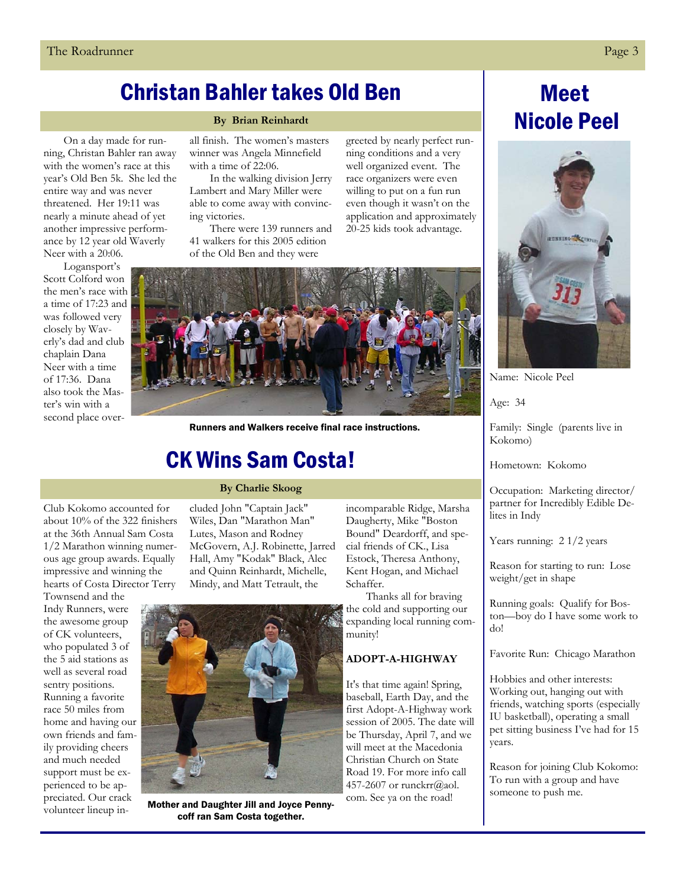# Christan Bahler takes Old Ben

**By Brian Reinhardt**

On a day made for running, Christan Bahler ran away with the women's race at this year's Old Ben 5k. She led the entire way and was never threatened. Her 19:11 was nearly a minute ahead of yet another impressive performance by 12 year old Waverly Neer with a 20:06.

Logansport's Scott Colford won the men's race with a time of 17:23 and was followed very closely by Waverly's dad and club chaplain Dana Neer with a time of 17:36. Dana also took the Master's win with a second place overall finish. The women's masters winner was Angela Minnefield with a time of 22:06.

In the walking division Jerry Lambert and Mary Miller were able to come away with convincing victories.

There were 139 runners and 41 walkers for this 2005 edition of the Old Ben and they were greeted by nearly perfect running conditions and a very well organized event. The race organizers were even willing to put on a fun run even though it wasn't on the application and approximately 20-25 kids took advantage.

Runners and Walkers receive final race instructions.

# CK Wins Sam Costa!

**By Charlie Skoog**

Club Kokomo accounted for about 10% of the 322 finishers at the 36th Annual Sam Costa 1/2 Marathon winning numerous age group awards. Equally impressive and winning the hearts of Costa Director Terry Townsend and the Indy Runners, were the awesome group of CK volunteers, who populated 3 of the 5 aid stations as well as several road sentry positions. Running a favorite race 50 miles from home and having our own friends and family providing cheers and much needed support must be experienced to be appreciated. Our crack volunteer lineup included John "Captain Jack" Wiles, Dan "Marathon Man" Lutes, Mason and Rodney McGovern, A.J. Robinette, Jarred Hall, Amy "Kodak" Black, Alec and Quinn Reinhardt, Michelle, Mindy, and Matt Tetrault, the incomparable Ridge, Marsha Daugherty, Mike "Boston Bound" Deardorff, and special friends of CK., Lisa Estock, Theresa Anthony, Kent Hogan, and Michael Schaffer.

Thanks all for braving the cold and supporting our expanding local running community!

Mother and Daughter Jill and Joyce Pennycoff ran Sam Costa together.

### ADOPT-A-HIGHWAY

It's that time again! Spring, baseball, Earth Day, and the first Adopt-A-Highway work session of 2005. The date will be Thursday, April 7, and we will meet at the Macedonia Christian Church on State Road 19. For more info call 457-2607 or runckrr@aol.com. See ya on the road!

# Meet Nicole Peel

Name: Nicole Peel

Age: 34

Family: Single (parents live in Kokomo)

Hometown: Kokomo

Occupation: Marketing director/partner for Incredibly Edible Delites in Indy

Years running: 2 1/2 years

Reason for starting to run: Lose weight/get in shape

Running goals: Qualify for Boston—boy do I have some work to do!

Favorite Run: Chicago Marathon

Hobbies and other interests: Working out, hanging out with friends, watching sports (especially IU basketball), operating a small pet sitting business I've had for 15 years.

Reason for joining Club Kokomo: To run with a group and have someone to push me.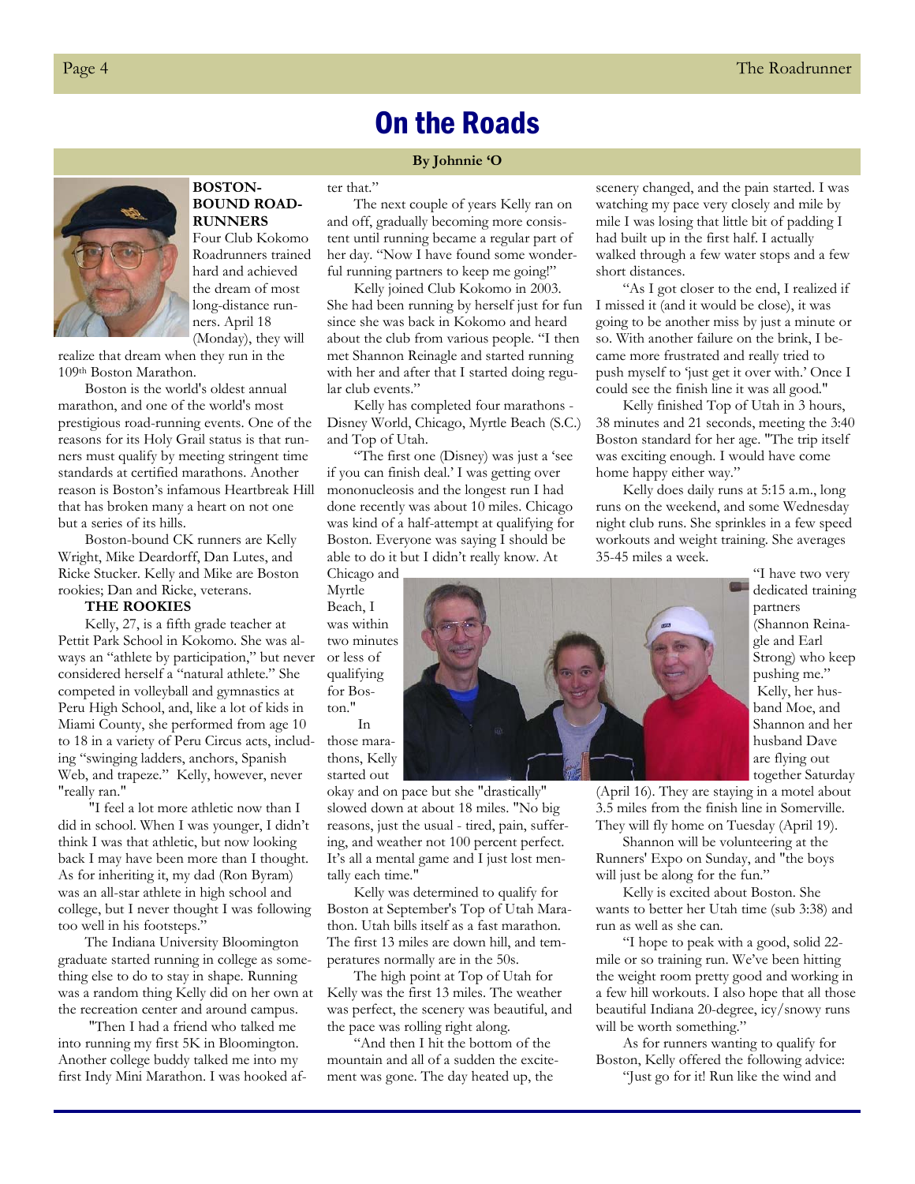# On the Roads

**By Johnnie 'O**

**BOSTON-BOUND ROAD-RUNNERS**

Four Club Kokomo Roadrunners trained hard and achieved the dream of most long-distance runners. April 18 (Monday), they will realize that dream when they run in the 109th Boston Marathon.

Boston is the world's oldest annual marathon, and one of the world's most prestigious road-running events. One of the reasons for its Holy Grail status is that runners must qualify by meeting stringent time standards at certified marathons. Another reason is Boston's infamous Heartbreak Hill that has broken many a heart on not one but a series of its hills.

Boston-bound CK runners are Kelly Wright, Mike Deardorff, Dan Lutes, and Ricke Stucker. Kelly and Mike are Boston rookies; Dan and Ricke, veterans.

**THE ROOKIES**

Kelly, 27, is a fifth grade teacher at Pettit Park School in Kokomo. She was always an "athlete by participation," but never considered herself a "natural athlete." She competed in volleyball and gymnastics at Peru High School, and, like a lot of kids in Miami County, she performed from age 10 to 18 in a variety of Peru Circus acts, including "swinging ladders, anchors, Spanish Web, and trapeze." Kelly, however, never "really ran."

"I feel a lot more athletic now than I did in school. When I was younger, I didn't think I was that athletic, but now looking back I may have been more than I thought. As for inheriting it, my dad (Ron Byram) was an all-star athlete in high school and college, but I never thought I was following too well in his footsteps."

The Indiana University Bloomington graduate started running in college as something else to do to stay in shape. Running was a random thing Kelly did on her own at the recreation center and around campus.

"Then I had a friend who talked me into running my first 5K in Bloomington. Another college buddy talked me into my first Indy Mini Marathon. I was hooked after that."

The next couple of years Kelly ran on and off, gradually becoming more consistent until running became a regular part of her day. "Now I have found some wonderful running partners to keep me going!"

Kelly joined Club Kokomo in 2003. She had been running by herself just for fun since she was back in Kokomo and heard about the club from various people. "I then met Shannon Reinagle and started running with her and after that I started doing regular club events."

Kelly has completed four marathons - Disney World, Chicago, Myrtle Beach (S.C.) and Top of Utah.

"The first one (Disney) was just a 'see if you can finish deal.' I was getting over mononucleosis and the longest run I had done recently was about 10 miles. Chicago was kind of a half-attempt at qualifying for Boston. Everyone was saying I should be able to do it but I didn't really know. At Chicago and Myrtle Beach, I was within two minutes or less of qualifying for Boston."

In those marathons, Kelly started out okay and on pace but she "drastically" slowed down at about 18 miles. "No big reasons, just the usual - tired, pain, suffering, and weather not 100 percent perfect. It's all a mental game and I just lost mentally each time."

Kelly was determined to qualify for Boston at September's Top of Utah Marathon. Utah bills itself as a fast marathon. The first 13 miles are down hill, and temperatures normally are in the 50s.

The high point at Top of Utah for Kelly was the first 13 miles. The weather was perfect, the scenery was beautiful, and the pace was rolling right along.

"And then I hit the bottom of the mountain and all of a sudden the excitement was gone. The day heated up, the scenery changed, and the pain started. I was watching my pace very closely and mile by mile I was losing that little bit of padding I had built up in the first half. I actually walked through a few water stops and a few short distances.

"As I got closer to the end, I realized if I missed it (and it would be close), it was going to be another miss by just a minute or so. With another failure on the brink, I became more frustrated and really tried to push myself to 'just get it over with.' Once I could see the finish line it was all good."

Kelly finished Top of Utah in 3 hours, 38 minutes and 21 seconds, meeting the 3:40 Boston standard for her age. "The trip itself was exciting enough. I would have come home happy either way."

Kelly does daily runs at 5:15 a.m., long runs on the weekend, and some Wednesday night club runs. She sprinkles in a few speed workouts and weight training. She averages 35-45 miles a week.

"I have two very dedicated training partners (Shannon Reinagle and Earl Strong) who keep pushing me."

Kelly, her husband Moe, and Shannon and her husband Dave are flying out together Saturday (April 16). They are staying in a motel about 3.5 miles from the finish line in Somerville. They will fly home on Tuesday (April 19).

Shannon will be volunteering at the Runners' Expo on Sunday, and "the boys will just be along for the fun."

Kelly is excited about Boston. She wants to better her Utah time (sub 3:38) and run as well as she can.

"I hope to peak with a good, solid 22-mile or so training run. We've been hitting the weight room pretty good and working in a few hill workouts. I also hope that all those beautiful Indiana 20-degree, icy/snowy runs will be worth something."

As for runners wanting to qualify for Boston, Kelly offered the following advice:

"Just go for it! Run like the wind and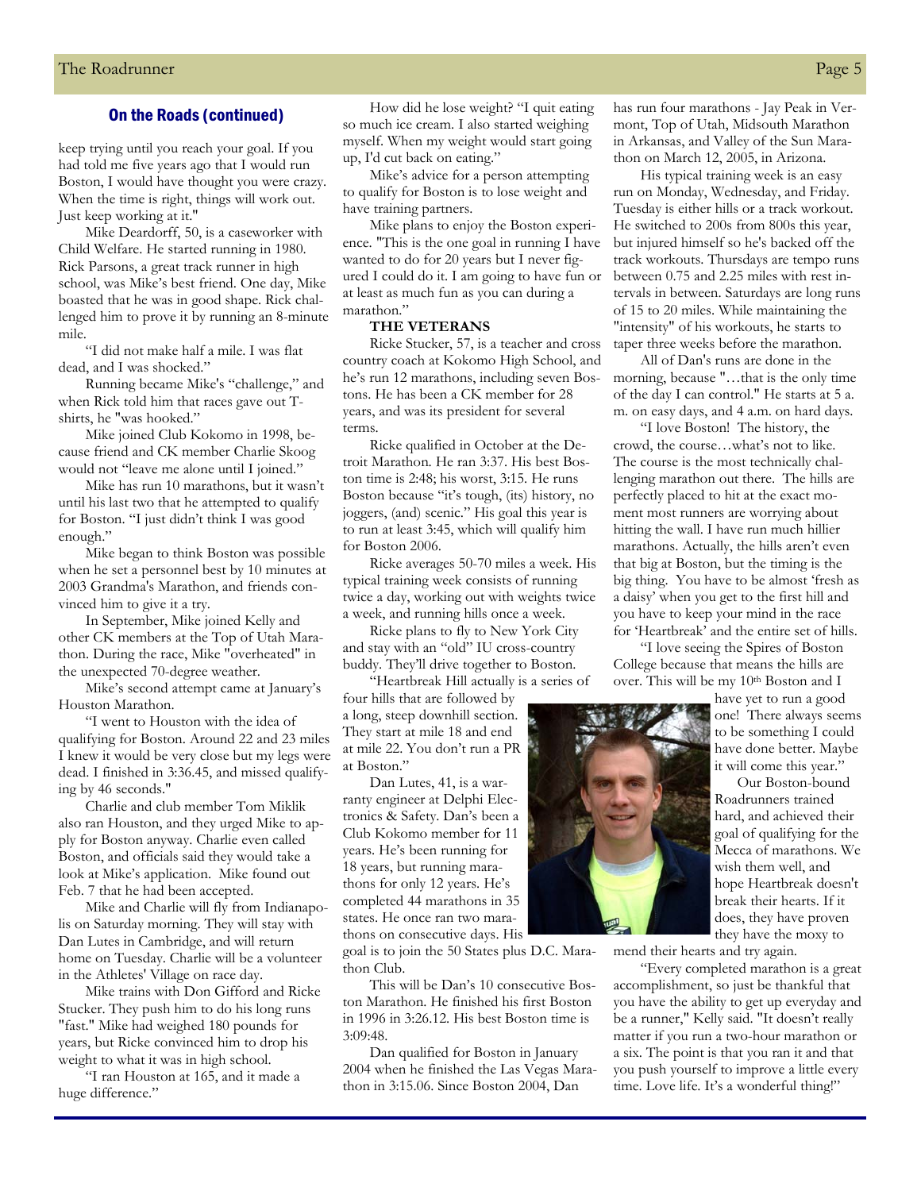## On the Roads (continued)

keep trying until you reach your goal. If you had told me five years ago that I would run Boston, I would have thought you were crazy. When the time is right, things will work out. Just keep working at it."

Mike Deardorff, 50, is a caseworker with Child Welfare. He started running in 1980. Rick Parsons, a great track runner in high school, was Mike's best friend. One day, Mike boasted that he was in good shape. Rick challenged him to prove it by running an 8-minute mile.

"I did not make half a mile. I was flat dead, and I was shocked."

Running became Mike's "challenge," and when Rick told him that races gave out T-shirts, he "was hooked."

Mike joined Club Kokomo in 1998, because friend and CK member Charlie Skoog would not "leave me alone until I joined."

Mike has run 10 marathons, but it wasn't until his last two that he attempted to qualify for Boston. "I just didn't think I was good enough."

Mike began to think Boston was possible when he set a personnel best by 10 minutes at 2003 Grandma's Marathon, and friends convinced him to give it a try.

In September, Mike joined Kelly and other CK members at the Top of Utah Marathon. During the race, Mike "overheated" in the unexpected 70-degree weather.

Mike's second attempt came at January's Houston Marathon.

"I went to Houston with the idea of qualifying for Boston. Around 22 and 23 miles I knew it would be very close but my legs were dead. I finished in 3:36.45, and missed qualifying by 46 seconds."

Charlie and club member Tom Miklik also ran Houston, and they urged Mike to apply for Boston anyway. Charlie even called Boston, and officials said they would take a look at Mike's application. Mike found out Feb. 7 that he had been accepted.

Mike and Charlie will fly from Indianapolis on Saturday morning. They will stay with Dan Lutes in Cambridge, and will return home on Tuesday. Charlie will be a volunteer in the Athletes' Village on race day.

Mike trains with Don Gifford and Ricke Stucker. They push him to do his long runs "fast." Mike had weighed 180 pounds for years, but Ricke convinced him to drop his weight to what it was in high school.

"I ran Houston at 165, and it made a huge difference."

How did he lose weight? "I quit eating so much ice cream. I also started weighing myself. When my weight would start going up, I'd cut back on eating."

Mike's advice for a person attempting to qualify for Boston is to lose weight and have training partners.

Mike plans to enjoy the Boston experience. "This is the one goal in running I have wanted to do for 20 years but I never figured I could do it. I am going to have fun or at least as much fun as you can during a marathon."

**THE VETERANS**

Ricke Stucker, 57, is a teacher and cross country coach at Kokomo High School, and he's run 12 marathons, including seven Bostons. He has been a CK member for 28 years, and was its president for several terms.

Ricke qualified in October at the Detroit Marathon. He ran 3:37. His best Boston time is 2:48; his worst, 3:15. He runs Boston because "it's tough, (its) history, no joggers, (and) scenic." His goal this year is to run at least 3:45, which will qualify him for Boston 2006.

Ricke averages 50-70 miles a week. His typical training week consists of running twice a day, working out with weights twice a week, and running hills once a week.

Ricke plans to fly to New York City and stay with an "old" IU cross-country buddy. They'll drive together to Boston.

"Heartbreak Hill actually is a series of four hills that are followed by a long, steep downhill section. They start at mile 18 and end at mile 22. You don't run a PR at Boston."

Dan Lutes, 41, is a warranty engineer at Delphi Electronics & Safety. Dan's been a Club Kokomo member for 11 years. He's been running for 18 years, but running marathons for only 12 years. He's completed 44 marathons in 35 states. He once ran two marathons on consecutive days. His goal is to join the 50 States plus D.C. Marathon Club.

This will be Dan's 10 consecutive Boston Marathon. He finished his first Boston in 1996 in 3:26.12. His best Boston time is 3:09:48.

Dan qualified for Boston in January 2004 when he finished the Las Vegas Marathon in 3:15.06. Since Boston 2004, Dan has run four marathons - Jay Peak in Vermont, Top of Utah, Midsouth Marathon in Arkansas, and Valley of the Sun Marathon on March 12, 2005, in Arizona.

His typical training week is an easy run on Monday, Wednesday, and Friday. Tuesday is either hills or a track workout. He switched to 200s from 800s this year, but injured himself so he's backed off the track workouts. Thursdays are tempo runs between 0.75 and 2.25 miles with rest intervals in between. Saturdays are long runs of 15 to 20 miles. While maintaining the "intensity" of his workouts, he starts to taper three weeks before the marathon.

All of Dan's runs are done in the morning, because "…that is the only time of the day I can control." He starts at 5 a. m. on easy days, and 4 a.m. on hard days.

"I love Boston! The history, the crowd, the course…what's not to like. The course is the most technically challenging marathon out there. The hills are perfectly placed to hit at the exact moment most runners are worrying about hitting the wall. I have run much hillier marathons. Actually, the hills aren't even that big at Boston, but the timing is the big thing. You have to be almost 'fresh as a daisy' when you get to the first hill and you have to keep your mind in the race for 'Heartbreak' and the entire set of hills.

"I love seeing the Spires of Boston College because that means the hills are over. This will be my 10th Boston and I have yet to run a good one! There always seems to be something I could have done better. Maybe it will come this year."

Our Boston-bound Roadrunners trained hard, and achieved their goal of qualifying for the Mecca of marathons. We wish them well, and hope Heartbreak doesn't break their hearts. If it does, they have proven they have the moxy to mend their hearts and try again.

"Every completed marathon is a great accomplishment, so just be thankful that you have the ability to get up everyday and be a runner," Kelly said. "It doesn't really matter if you run a two-hour marathon or a six. The point is that you ran it and that you push yourself to improve a little every time. Love life. It's a wonderful thing!"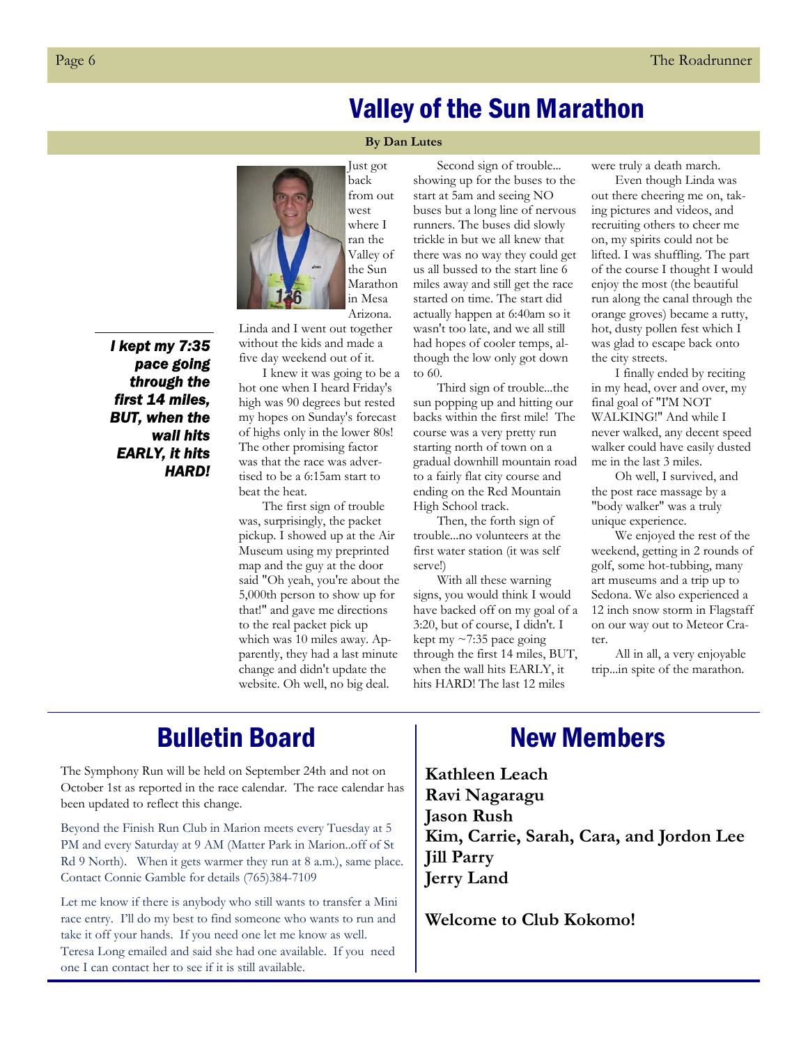# Valley of the Sun Marathon

**By Dan Lutes**

*I kept my 7:35 pace going through the first 14 miles, BUT, when the wall hits EARLY, it hits HARD!*

Just got back from out west where I ran the Valley of the Sun Marathon in Mesa Arizona. Linda and I went out together without the kids and made a five day weekend out of it.

I knew it was going to be a hot one when I heard Friday's high was 90 degrees but rested my hopes on Sunday's forecast of highs only in the lower 80s! The other promising factor was that the race was advertised to be a 6:15am start to beat the heat.

The first sign of trouble was, surprisingly, the packet pickup. I showed up at the Air Museum using my preprinted map and the guy at the door said "Oh yeah, you're about the 5,000th person to show up for that!" and gave me directions to the real packet pick up which was 10 miles away. Apparently, they had a last minute change and didn't update the website. Oh well, no big deal.

Second sign of trouble... showing up for the buses to the start at 5am and seeing NO buses but a long line of nervous runners. The buses did slowly trickle in but we all knew that there was no way they could get us all bussed to the start line 6 miles away and still get the race started on time. The start did actually happen at 6:40am so it wasn't too late, and we all still had hopes of cooler temps, although the low only got down to 60.

Third sign of trouble...the sun popping up and hitting our backs within the first mile! The course was a very pretty run starting north of town on a gradual downhill mountain road to a fairly flat city course and ending on the Red Mountain High School track.

Then, the forth sign of trouble...no volunteers at the first water station (it was self serve!)

With all these warning signs, you would think I would have backed off on my goal of a 3:20, but of course, I didn't. I kept my ~7:35 pace going through the first 14 miles, BUT, when the wall hits EARLY, it hits HARD! The last 12 miles were truly a death march.

Even though Linda was out there cheering me on, taking pictures and videos, and recruiting others to cheer me on, my spirits could not be lifted. I was shuffling. The part of the course I thought I would enjoy the most (the beautiful run along the canal through the orange groves) became a rutty, hot, dusty pollen fest which I was glad to escape back onto the city streets.

I finally ended by reciting in my head, over and over, my final goal of "I'M NOT WALKING!" And while I never walked, any decent speed walker could have easily dusted me in the last 3 miles.

Oh well, I survived, and the post race massage by a "body walker" was a truly unique experience.

We enjoyed the rest of the weekend, getting in 2 rounds of golf, some hot-tubbing, many art museums and a trip up to Sedona. We also experienced a 12 inch snow storm in Flagstaff on our way out to Meteor Crater.

All in all, a very enjoyable trip...in spite of the marathon.

# Bulletin Board

The Symphony Run will be held on September 24th and not on October 1st as reported in the race calendar. The race calendar has been updated to reflect this change.

Beyond the Finish Run Club in Marion meets every Tuesday at 5 PM and every Saturday at 9 AM (Matter Park in Marion..off of St Rd 9 North). When it gets warmer they run at 8 a.m.), same place. Contact Connie Gamble for details (765)384-7109

Let me know if there is anybody who still wants to transfer a Mini race entry. I'll do my best to find someone who wants to run and take it off your hands. If you need one let me know as well. Teresa Long emailed and said she had one available. If you need one I can contact her to see if it is still available.

# New Members

**Kathleen Leach**
**Ravi Nagaragu**
**Jason Rush**
**Kim, Carrie, Sarah, Cara, and Jordon Lee**
**Jill Parry**
**Jerry Land**

**Welcome to Club Kokomo!**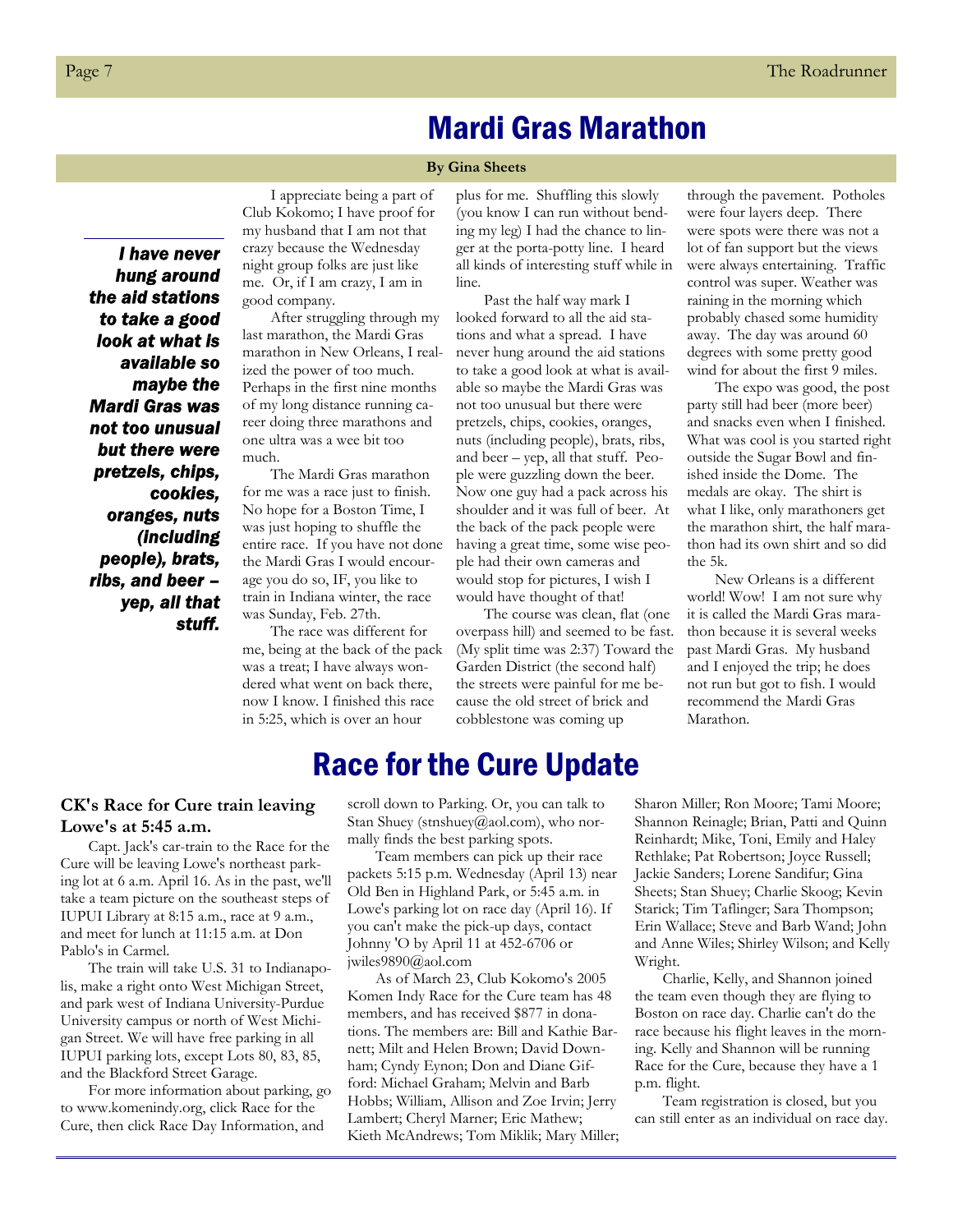# Mardi Gras Marathon

**By Gina Sheets**

> *I have never hung around the aid stations to take a good look at what is available so maybe the Mardi Gras was not too unusual but there were pretzels, chips, cookies, oranges, nuts (including people), brats, ribs, and beer – yep, all that stuff.*

I appreciate being a part of Club Kokomo; I have proof for my husband that I am not that crazy because the Wednesday night group folks are just like me. Or, if I am crazy, I am in good company.

After struggling through my last marathon, the Mardi Gras marathon in New Orleans, I realized the power of too much. Perhaps in the first nine months of my long distance running career doing three marathons and one ultra was a wee bit too much.

The Mardi Gras marathon for me was a race just to finish. No hope for a Boston Time, I was just hoping to shuffle the entire race. If you have not done the Mardi Gras I would encourage you do so, IF, you like to train in Indiana winter, the race was Sunday, Feb. 27th.

The race was different for me, being at the back of the pack was a treat; I have always wondered what went on back there, now I know. I finished this race in 5:25, which is over an hour plus for me. Shuffling this slowly (you know I can run without bending my leg) I had the chance to linger at the porta-potty line. I heard all kinds of interesting stuff while in line.

Past the half way mark I looked forward to all the aid stations and what a spread. I have never hung around the aid stations to take a good look at what is available so maybe the Mardi Gras was not too unusual but there were pretzels, chips, cookies, oranges, nuts (including people), brats, ribs, and beer – yep, all that stuff. People were guzzling down the beer. Now one guy had a pack across his shoulder and it was full of beer. At the back of the pack people were having a great time, some wise people had their own cameras and would stop for pictures, I wish I would have thought of that!

The course was clean, flat (one overpass hill) and seemed to be fast. (My split time was 2:37) Toward the Garden District (the second half) the streets were painful for me because the old street of brick and cobblestone was coming up through the pavement. Potholes were four layers deep. There were spots were there was not a lot of fan support but the views were always entertaining. Traffic control was super. Weather was raining in the morning which probably chased some humidity away. The day was around 60 degrees with some pretty good wind for about the first 9 miles.

The expo was good, the post party still had beer (more beer) and snacks even when I finished. What was cool is you started right outside the Sugar Bowl and finished inside the Dome. The medals are okay. The shirt is what I like, only marathoners get the marathon shirt, the half marathon had its own shirt and so did the 5k.

New Orleans is a different world! Wow! I am not sure why it is called the Mardi Gras marathon because it is several weeks past Mardi Gras. My husband and I enjoyed the trip; he does not run but got to fish. I would recommend the Mardi Gras Marathon.

# Race for the Cure Update

### CK's Race for Cure train leaving Lowe's at 5:45 a.m.

Capt. Jack's car-train to the Race for the Cure will be leaving Lowe's northeast parking lot at 6 a.m. April 16. As in the past, we'll take a team picture on the southeast steps of IUPUI Library at 8:15 a.m., race at 9 a.m., and meet for lunch at 11:15 a.m. at Don Pablo's in Carmel.

The train will take U.S. 31 to Indianapolis, make a right onto West Michigan Street, and park west of Indiana University-Purdue University campus or north of West Michigan Street. We will have free parking in all IUPUI parking lots, except Lots 80, 83, 85, and the Blackford Street Garage.

For more information about parking, go to www.komenindy.org, click Race for the Cure, then click Race Day Information, and scroll down to Parking. Or, you can talk to Stan Shuey (stnshuey@aol.com), who normally finds the best parking spots.

Team members can pick up their race packets 5:15 p.m. Wednesday (April 13) near Old Ben in Highland Park, or 5:45 a.m. in Lowe's parking lot on race day (April 16). If you can't make the pick-up days, contact Johnny 'O by April 11 at 452-6706 or jwiles9890@aol.com

As of March 23, Club Kokomo's 2005 Komen Indy Race for the Cure team has 48 members, and has received $877 in donations. The members are: Bill and Kathie Barnett; Milt and Helen Brown; David Downham; Cyndy Eynon; Don and Diane Gifford: Michael Graham; Melvin and Barb Hobbs; William, Allison and Zoe Irvin; Jerry Lambert; Cheryl Marner; Eric Mathew; Kieth McAndrews; Tom Miklik; Mary Miller; Sharon Miller; Ron Moore; Tami Moore; Shannon Reinagle; Brian, Patti and Quinn Reinhardt; Mike, Toni, Emily and Haley Rethlake; Pat Robertson; Joyce Russell; Jackie Sanders; Lorene Sandifur; Gina Sheets; Stan Shuey; Charlie Skoog; Kevin Starick; Tim Taflinger; Sara Thompson; Erin Wallace; Steve and Barb Wand; John and Anne Wiles; Shirley Wilson; and Kelly Wright.

Charlie, Kelly, and Shannon joined the team even though they are flying to Boston on race day. Charlie can't do the race because his flight leaves in the morning. Kelly and Shannon will be running Race for the Cure, because they have a 1 p.m. flight.

Team registration is closed, but you can still enter as an individual on race day.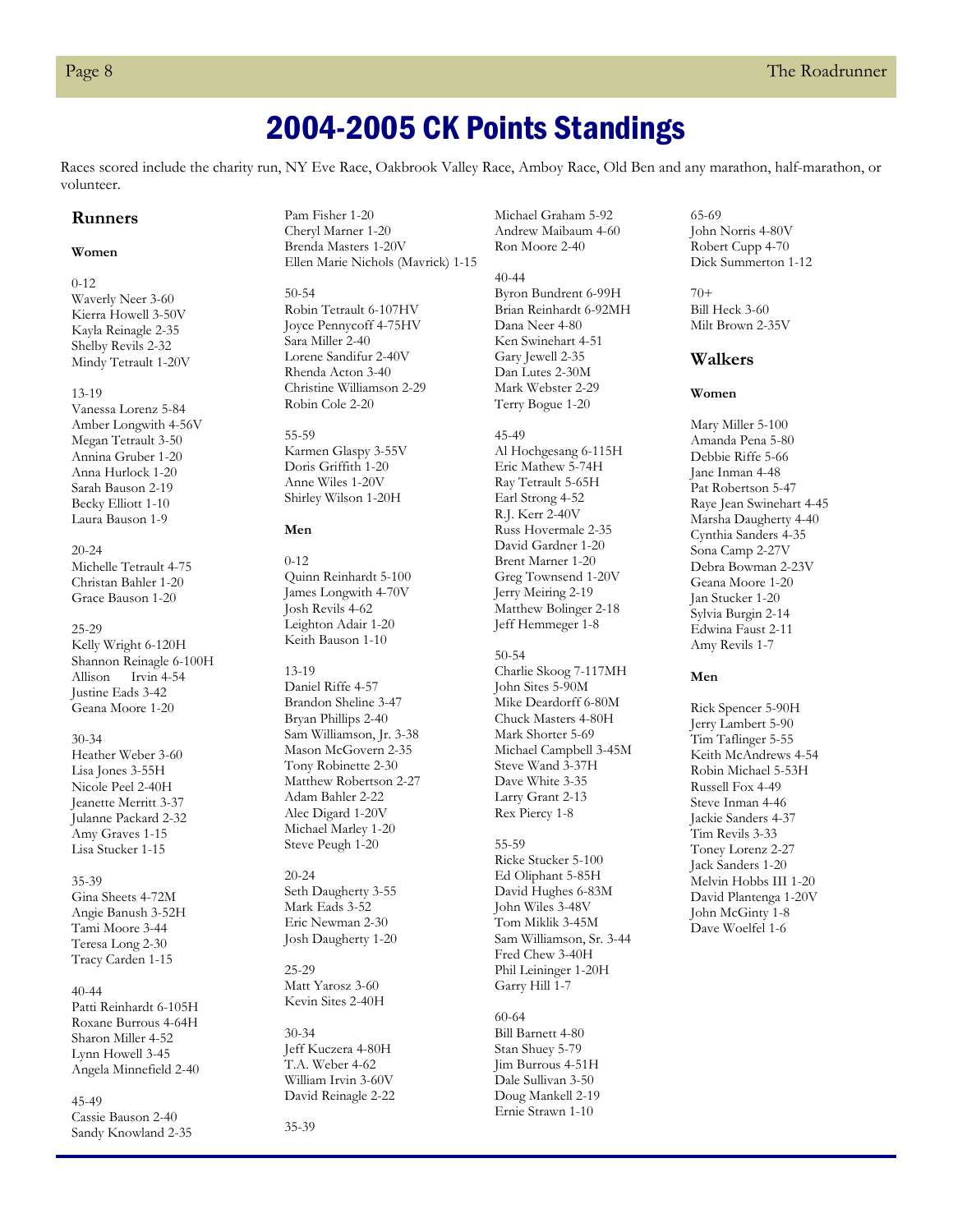# 2004-2005 CK Points Standings

Races scored include the charity run, NY Eve Race, Oakbrook Valley Race, Amboy Race, Old Ben and any marathon, half-marathon, or volunteer.

## Runners

### Women

0-12
Waverly Neer 3-60
Kierra Howell 3-50V
Kayla Reinagle 2-35
Shelby Revils 2-32
Mindy Tetrault 1-20V

13-19
Vanessa Lorenz 5-84
Amber Longwith 4-56V
Megan Tetrault 3-50
Annina Gruber 1-20
Anna Hurlock 1-20
Sarah Bauson 2-19
Becky Elliott 1-10
Laura Bauson 1-9

20-24
Michelle Tetrault 4-75
Christan Bahler 1-20
Grace Bauson 1-20

25-29
Kelly Wright 6-120H
Shannon Reinagle 6-100H
Allison Irvin 4-54
Justine Eads 3-42
Geana Moore 1-20

30-34
Heather Weber 3-60
Lisa Jones 3-55H
Nicole Peel 2-40H
Jeanette Merritt 3-37
Julanne Packard 2-32
Amy Graves 1-15
Lisa Stucker 1-15

35-39
Gina Sheets 4-72M
Angie Banush 3-52H
Tami Moore 3-44
Teresa Long 2-30
Tracy Carden 1-15

40-44
Patti Reinhardt 6-105H
Roxane Burrous 4-64H
Sharon Miller 4-52
Lynn Howell 3-45
Angela Minnefield 2-40

45-49
Cassie Bauson 2-40
Sandy Knowland 2-35
Pam Fisher 1-20
Cheryl Marner 1-20
Brenda Masters 1-20V
Ellen Marie Nichols (Mavrick) 1-15

50-54
Robin Tetrault 6-107HV
Joyce Pennycoff 4-75HV
Sara Miller 2-40
Lorene Sandifur 2-40V
Rhenda Acton 3-40
Christine Williamson 2-29
Robin Cole 2-20

55-59
Karmen Glaspy 3-55V
Doris Griffith 1-20
Anne Wiles 1-20V
Shirley Wilson 1-20H

### Men

0-12
Quinn Reinhardt 5-100
James Longwith 4-70V
Josh Revils 4-62
Leighton Adair 1-20
Keith Bauson 1-10

13-19
Daniel Riffe 4-57
Brandon Sheline 3-47
Bryan Phillips 2-40
Sam Williamson, Jr. 3-38
Mason McGovern 2-35
Tony Robinette 2-30
Matthew Robertson 2-27
Adam Bahler 2-22
Alec Digard 1-20V
Michael Marley 1-20
Steve Peugh 1-20

20-24
Seth Daugherty 3-55
Mark Eads 3-52
Eric Newman 2-30
Josh Daugherty 1-20

25-29
Matt Yarosz 3-60
Kevin Sites 2-40H

30-34
Jeff Kuczera 4-80H
T.A. Weber 4-62
William Irvin 3-60V
David Reinagle 2-22

35-39
Michael Graham 5-92
Andrew Maibaum 4-60
Ron Moore 2-40

40-44
Byron Bundrent 6-99H
Brian Reinhardt 6-92MH
Dana Neer 4-80
Ken Swinehart 4-51
Gary Jewell 2-35
Dan Lutes 2-30M
Mark Webster 2-29
Terry Bogue 1-20

45-49
Al Hochgesang 6-115H
Eric Mathew 5-74H
Ray Tetrault 5-65H
Earl Strong 4-52
R.J. Kerr 2-40V
Russ Hovermale 2-35
David Gardner 1-20
Brent Marner 1-20
Greg Townsend 1-20V
Jerry Meiring 2-19
Matthew Bolinger 2-18
Jeff Hemmeger 1-8

50-54
Charlie Skoog 7-117MH
John Sites 5-90M
Mike Deardorff 6-80M
Chuck Masters 4-80H
Mark Shorter 5-69
Michael Campbell 3-45M
Steve Wand 3-37H
Dave White 3-35
Larry Grant 2-13
Rex Piercy 1-8

55-59
Ricke Stucker 5-100
Ed Oliphant 5-85H
David Hughes 6-83M
John Wiles 3-48V
Tom Miklik 3-45M
Sam Williamson, Sr. 3-44
Fred Chew 3-40H
Phil Leininger 1-20H
Garry Hill 1-7

60-64
Bill Barnett 4-80
Stan Shuey 5-79
Jim Burrous 4-51H
Dale Sullivan 3-50
Doug Mankell 2-19
Ernie Strawn 1-10

65-69
John Norris 4-80V
Robert Cupp 4-70
Dick Summerton 1-12

70+
Bill Heck 3-60
Milt Brown 2-35V

## Walkers

### Women

Mary Miller 5-100
Amanda Pena 5-80
Debbie Riffe 5-66
Jane Inman 4-48
Pat Robertson 5-47
Raye Jean Swinehart 4-45
Marsha Daugherty 4-40
Cynthia Sanders 4-35
Sona Camp 2-27V
Debra Bowman 2-23V
Geana Moore 1-20
Jan Stucker 1-20
Sylvia Burgin 2-14
Edwina Faust 2-11
Amy Revils 1-7

### Men

Rick Spencer 5-90H
Jerry Lambert 5-90
Tim Taflinger 5-55
Keith McAndrews 4-54
Robin Michael 5-53H
Russell Fox 4-49
Steve Inman 4-46
Jackie Sanders 4-37
Tim Revils 3-33
Toney Lorenz 2-27
Jack Sanders 1-20
Melvin Hobbs III 1-20
David Plantenga 1-20V
John McGinty 1-8
Dave Woelfel 1-6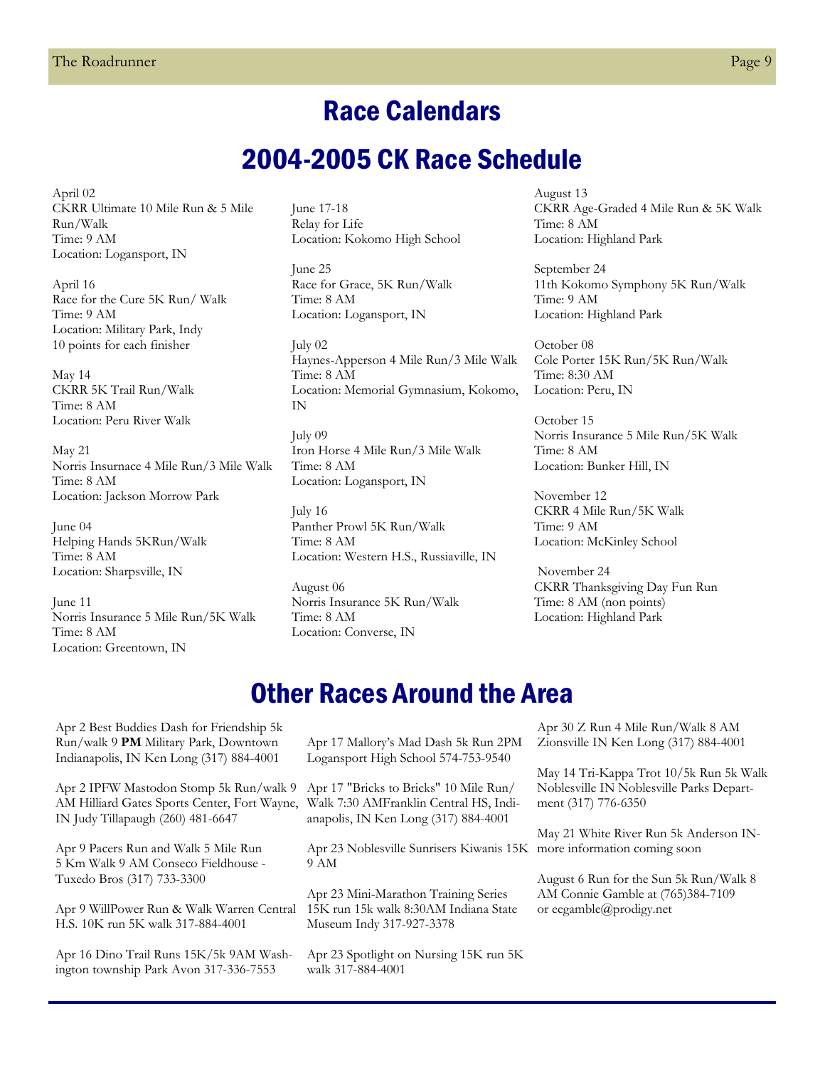# Race Calendars

## 2004-2005 CK Race Schedule

April 02
CKRR Ultimate 10 Mile Run & 5 Mile Run/Walk
Time: 9 AM
Location: Logansport, IN

April 16
Race for the Cure 5K Run/ Walk
Time: 9 AM
Location: Military Park, Indy
10 points for each finisher

May 14
CKRR 5K Trail Run/Walk
Time: 8 AM
Location: Peru River Walk

May 21
Norris Insurnace 4 Mile Run/3 Mile Walk
Time: 8 AM
Location: Jackson Morrow Park

June 04
Helping Hands 5KRun/Walk
Time: 8 AM
Location: Sharpsville, IN

June 11
Norris Insurance 5 Mile Run/5K Walk
Time: 8 AM
Location: Greentown, IN

June 17-18
Relay for Life
Location: Kokomo High School

June 25
Race for Grace, 5K Run/Walk
Time: 8 AM
Location: Logansport, IN

July 02
Haynes-Apperson 4 Mile Run/3 Mile Walk
Time: 8 AM
Location: Memorial Gymnasium, Kokomo, IN

July 09
Iron Horse 4 Mile Run/3 Mile Walk
Time: 8 AM
Location: Logansport, IN

July 16
Panther Prowl 5K Run/Walk
Time: 8 AM
Location: Western H.S., Russiaville, IN

August 06
Norris Insurance 5K Run/Walk
Time: 8 AM
Location: Converse, IN

August 13
CKRR Age-Graded 4 Mile Run & 5K Walk
Time: 8 AM
Location: Highland Park

September 24
11th Kokomo Symphony 5K Run/Walk
Time: 9 AM
Location: Highland Park

October 08
Cole Porter 15K Run/5K Run/Walk
Time: 8:30 AM
Location: Peru, IN

October 15
Norris Insurance 5 Mile Run/5K Walk
Time: 8 AM
Location: Bunker Hill, IN

November 12
CKRR 4 Mile Run/5K Walk
Time: 9 AM
Location: McKinley School

November 24
CKRR Thanksgiving Day Fun Run
Time: 8 AM (non points)
Location: Highland Park

## Other Races Around the Area

Apr 2 Best Buddies Dash for Friendship 5k Run/walk 9 **PM** Military Park, Downtown Indianapolis, IN Ken Long (317) 884-4001

Apr 2 IPFW Mastodon Stomp 5k Run/walk 9 AM Hilliard Gates Sports Center, Fort Wayne, IN Judy Tillapaugh (260) 481-6647

Apr 9 Pacers Run and Walk 5 Mile Run 5 Km Walk 9 AM Conseco Fieldhouse - Tuxedo Bros (317) 733-3300

Apr 9 WillPower Run & Walk Warren Central H.S. 10K run 5K walk 317-884-4001

Apr 16 Dino Trail Runs 15K/5k 9AM Washington township Park Avon 317-336-7553

Apr 17 Mallory's Mad Dash 5k Run 2PM Logansport High School 574-753-9540

Apr 17 "Bricks to Bricks" 10 Mile Run/ Walk 7:30 AMFranklin Central HS, Indianapolis, IN Ken Long (317) 884-4001

Apr 23 Noblesville Sunrisers Kiwanis 15K 9 AM

Apr 23 Mini-Marathon Training Series 15K run 15k walk 8:30AM Indiana State Museum Indy 317-927-3378

Apr 23 Spotlight on Nursing 15K run 5K walk 317-884-4001

Apr 30 Z Run 4 Mile Run/Walk 8 AM Zionsville IN Ken Long (317) 884-4001

May 14 Tri-Kappa Trot 10/5k Run 5k Walk Noblesville IN Noblesville Parks Department (317) 776-6350

May 21 White River Run 5k Anderson IN- more information coming soon

August 6 Run for the Sun 5k Run/Walk 8 AM Connie Gamble at (765)384-7109 or eegamble@prodigy.net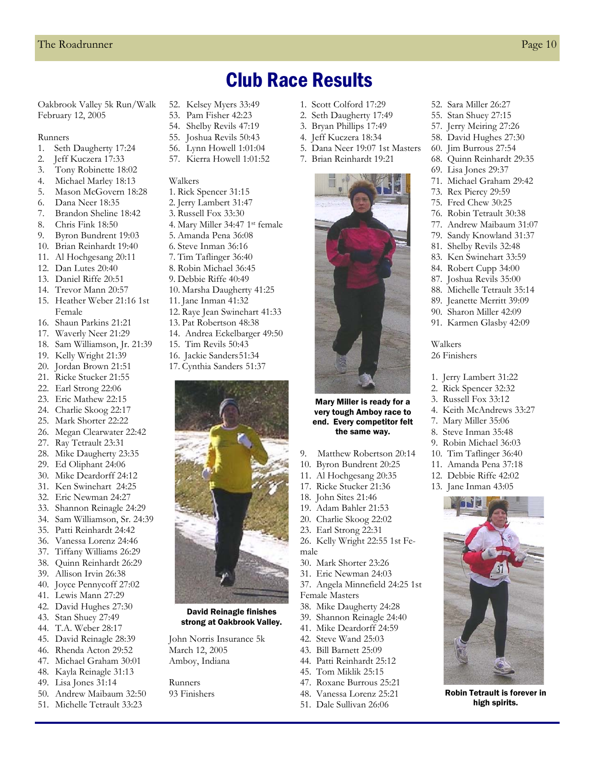# Club Race Results

Oakbrook Valley 5k Run/Walk
February 12, 2005

Runners

1. Seth Daugherty 17:24
2. Jeff Kuczera 17:33
3. Tony Robinette 18:02
4. Michael Marley 18:13
5. Mason McGovern 18:28
6. Dana Neer 18:35
7. Brandon Sheline 18:42
8. Chris Fink 18:50
9. Byron Bundrent 19:03
10. Brian Reinhardt 19:40
11. Al Hochgesang 20:11
12. Dan Lutes 20:40
13. Daniel Riffe 20:51
14. Trevor Mann 20:57
15. Heather Weber 21:16 1st Female
16. Shaun Parkins 21:21
17. Waverly Neer 21:29
18. Sam Williamson, Jr. 21:39
19. Kelly Wright 21:39
20. Jordan Brown 21:51
21. Ricke Stucker 21:55
22. Earl Strong 22:06
23. Eric Mathew 22:15
24. Charlie Skoog 22:17
25. Mark Shorter 22:22
26. Megan Clearwater 22:42
27. Ray Tetrault 23:31
28. Mike Daugherty 23:35
29. Ed Oliphant 24:06
30. Mike Deardorff 24:12
31. Ken Swinehart 24:25
32. Eric Newman 24:27
33. Shannon Reinagle 24:29
34. Sam Williamson, Sr. 24:39
35. Patti Reinhardt 24:42
36. Vanessa Lorenz 24:46
37. Tiffany Williams 26:29
38. Quinn Reinhardt 26:29
39. Allison Irvin 26:38
40. Joyce Pennycoff 27:02
41. Lewis Mann 27:29
42. David Hughes 27:30
43. Stan Shuey 27:49
44. T.A. Weber 28:17
45. David Reinagle 28:39
46. Rhenda Acton 29:52
47. Michael Graham 30:01
48. Kayla Reinagle 31:13
49. Lisa Jones 31:14
50. Andrew Maibaum 32:50
51. Michelle Tetrault 33:23
52. Kelsey Myers 33:49
53. Pam Fisher 42:23
54. Shelby Revils 47:19
55. Joshua Revils 50:43
56. Lynn Howell 1:01:04
57. Kierra Howell 1:01:52

Walkers

1. Rick Spencer 31:15
2. Jerry Lambert 31:47
3. Russell Fox 33:30
4. Mary Miller 34:47 1st female
5. Amanda Pena 36:08
6. Steve Inman 36:16
7. Tim Taflinger 36:40
8. Robin Michael 36:45
9. Debbie Riffe 40:49
10. Marsha Daugherty 41:25
11. Jane Inman 41:32
12. Raye Jean Swinehart 41:33
13. Pat Robertson 48:38
14. Andrea Eckelbarger 49:50
15. Tim Revils 50:43
16. Jackie Sanders 51:34
17. Cynthia Sanders 51:37

**David Reinagle finishes strong at Oakbrook Valley.**

John Norris Insurance 5k
March 12, 2005
Amboy, Indiana

Runners
93 Finishers

1. Scott Colford 17:29
2. Seth Daugherty 17:49
3. Bryan Phillips 17:49
4. Jeff Kuczera 18:34
5. Dana Neer 19:07 1st Masters
7. Brian Reinhardt 19:21

**Mary Miller is ready for a very tough Amboy race to end. Every competitor felt the same way.**

9. Matthew Robertson 20:14
10. Byron Bundrent 20:25
11. Al Hochgesang 20:35
17. Ricke Stucker 21:36
18. John Sites 21:46
19. Adam Bahler 21:53
20. Charlie Skoog 22:02
23. Earl Strong 22:31
26. Kelly Wright 22:55 1st Female
30. Mark Shorter 23:26
31. Eric Newman 24:03
37. Angela Minnefield 24:25 1st Female Masters
38. Mike Daugherty 24:28
39. Shannon Reinagle 24:40
41. Mike Deardorff 24:59
42. Steve Wand 25:03
43. Bill Barnett 25:09
44. Patti Reinhardt 25:12
45. Tom Miklik 25:15
47. Roxane Burrous 25:21
48. Vanessa Lorenz 25:21
51. Dale Sullivan 26:06
52. Sara Miller 26:27
55. Stan Shuey 27:15
57. Jerry Meiring 27:26
58. David Hughes 27:30
60. Jim Burrous 27:54
68. Quinn Reinhardt 29:35
69. Lisa Jones 29:37
71. Michael Graham 29:42
73. Rex Piercy 29:59
75. Fred Chew 30:25
76. Robin Tetrault 30:38
77. Andrew Maibaum 31:07
79. Sandy Knowland 31:37
81. Shelby Revils 32:48
83. Ken Swinehart 33:59
84. Robert Cupp 34:00
87. Joshua Revils 35:00
88. Michelle Tetrault 35:14
89. Jeanette Merritt 39:09
90. Sharon Miller 42:09
91. Karmen Glasby 42:09

Walkers
26 Finishers

1. Jerry Lambert 31:22
2. Rick Spencer 32:32
3. Russell Fox 33:12
4. Keith McAndrews 33:27
7. Mary Miller 35:06
8. Steve Inman 35:48
9. Robin Michael 36:03
10. Tim Taflinger 36:40
11. Amanda Pena 37:18
12. Debbie Riffe 42:02
13. Jane Inman 43:05

**Robin Tetrault is forever in high spirits.**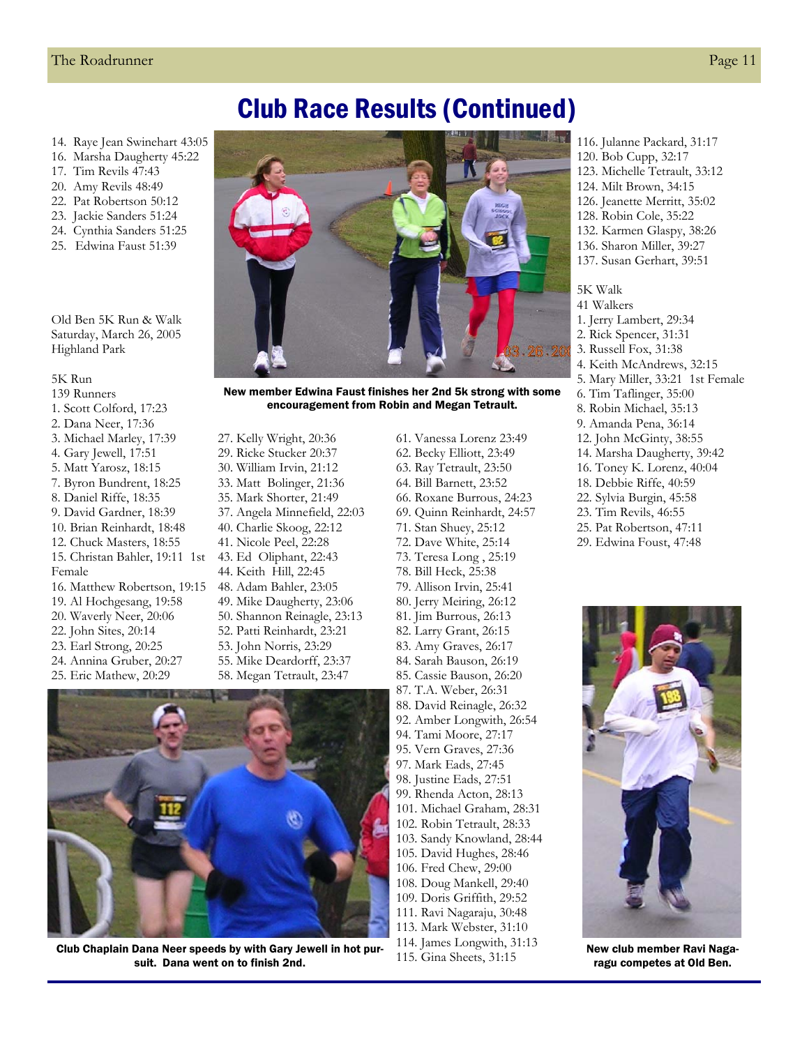# Club Race Results (Continued)

14. Raye Jean Swinehart 43:05
16. Marsha Daugherty 45:22
17. Tim Revils 47:43
20. Amy Revils 48:49
22. Pat Robertson 50:12
23. Jackie Sanders 51:24
24. Cynthia Sanders 51:25
25. Edwina Faust 51:39

Old Ben 5K Run & Walk
Saturday, March 26, 2005
Highland Park

5K Run
139 Runners
1. Scott Colford, 17:23
2. Dana Neer, 17:36
3. Michael Marley, 17:39
4. Gary Jewell, 17:51
5. Matt Yarosz, 18:15
7. Byron Bundrent, 18:25
8. Daniel Riffe, 18:35
9. David Gardner, 18:39
10. Brian Reinhardt, 18:48
12. Chuck Masters, 18:55
15. Christan Bahler, 19:11 1st Female
16. Matthew Robertson, 19:15
19. Al Hochgesang, 19:58
20. Waverly Neer, 20:06
22. John Sites, 20:14
23. Earl Strong, 20:25
24. Annina Gruber, 20:27
25. Eric Mathew, 20:29

**New member Edwina Faust finishes her 2nd 5k strong with some encouragement from Robin and Megan Tetrault.**

27. Kelly Wright, 20:36
29. Ricke Stucker 20:37
30. William Irvin, 21:12
33. Matt Bolinger, 21:36
35. Mark Shorter, 21:49
37. Angela Minnefield, 22:03
40. Charlie Skoog, 22:12
41. Nicole Peel, 22:28
43. Ed Oliphant, 22:43
44. Keith Hill, 22:45
48. Adam Bahler, 23:05
49. Mike Daugherty, 23:06
50. Shannon Reinagle, 23:13
52. Patti Reinhardt, 23:21
53. John Norris, 23:29
55. Mike Deardorff, 23:37
58. Megan Tetrault, 23:47

**Club Chaplain Dana Neer speeds by with Gary Jewell in hot pursuit. Dana went on to finish 2nd.**

61. Vanessa Lorenz 23:49
62. Becky Elliott, 23:49
63. Ray Tetrault, 23:50
64. Bill Barnett, 23:52
66. Roxane Burrous, 24:23
69. Quinn Reinhardt, 24:57
71. Stan Shuey, 25:12
72. Dave White, 25:14
73. Teresa Long , 25:19
78. Bill Heck, 25:38
79. Allison Irvin, 25:41
80. Jerry Meiring, 26:12
81. Jim Burrous, 26:13
82. Larry Grant, 26:15
83. Amy Graves, 26:17
84. Sarah Bauson, 26:19
85. Cassie Bauson, 26:20
87. T.A. Weber, 26:31
88. David Reinagle, 26:32
92. Amber Longwith, 26:54
94. Tami Moore, 27:17
95. Vern Graves, 27:36
97. Mark Eads, 27:45
98. Justine Eads, 27:51
99. Rhenda Acton, 28:13
101. Michael Graham, 28:31
102. Robin Tetrault, 28:33
103. Sandy Knowland, 28:44
105. David Hughes, 28:46
106. Fred Chew, 29:00
108. Doug Mankell, 29:40
109. Doris Griffith, 29:52
111. Ravi Nagaraju, 30:48
113. Mark Webster, 31:10
114. James Longwith, 31:13
115. Gina Sheets, 31:15
116. Julanne Packard, 31:17
120. Bob Cupp, 32:17
123. Michelle Tetrault, 33:12
124. Milt Brown, 34:15
126. Jeanette Merritt, 35:02
128. Robin Cole, 35:22
132. Karmen Glaspy, 38:26
136. Sharon Miller, 39:27
137. Susan Gerhart, 39:51

5K Walk
41 Walkers
1. Jerry Lambert, 29:34
2. Rick Spencer, 31:31
3. Russell Fox, 31:38
4. Keith McAndrews, 32:15
5. Mary Miller, 33:21 1st Female
6. Tim Taflinger, 35:00
8. Robin Michael, 35:13
9. Amanda Pena, 36:14
12. John McGinty, 38:55
14. Marsha Daugherty, 39:42
16. Toney K. Lorenz, 40:04
18. Debbie Riffe, 40:59
22. Sylvia Burgin, 45:58
23. Tim Revils, 46:55
25. Pat Robertson, 47:11
29. Edwina Foust, 47:48

**New club member Ravi Nagaragu competes at Old Ben.**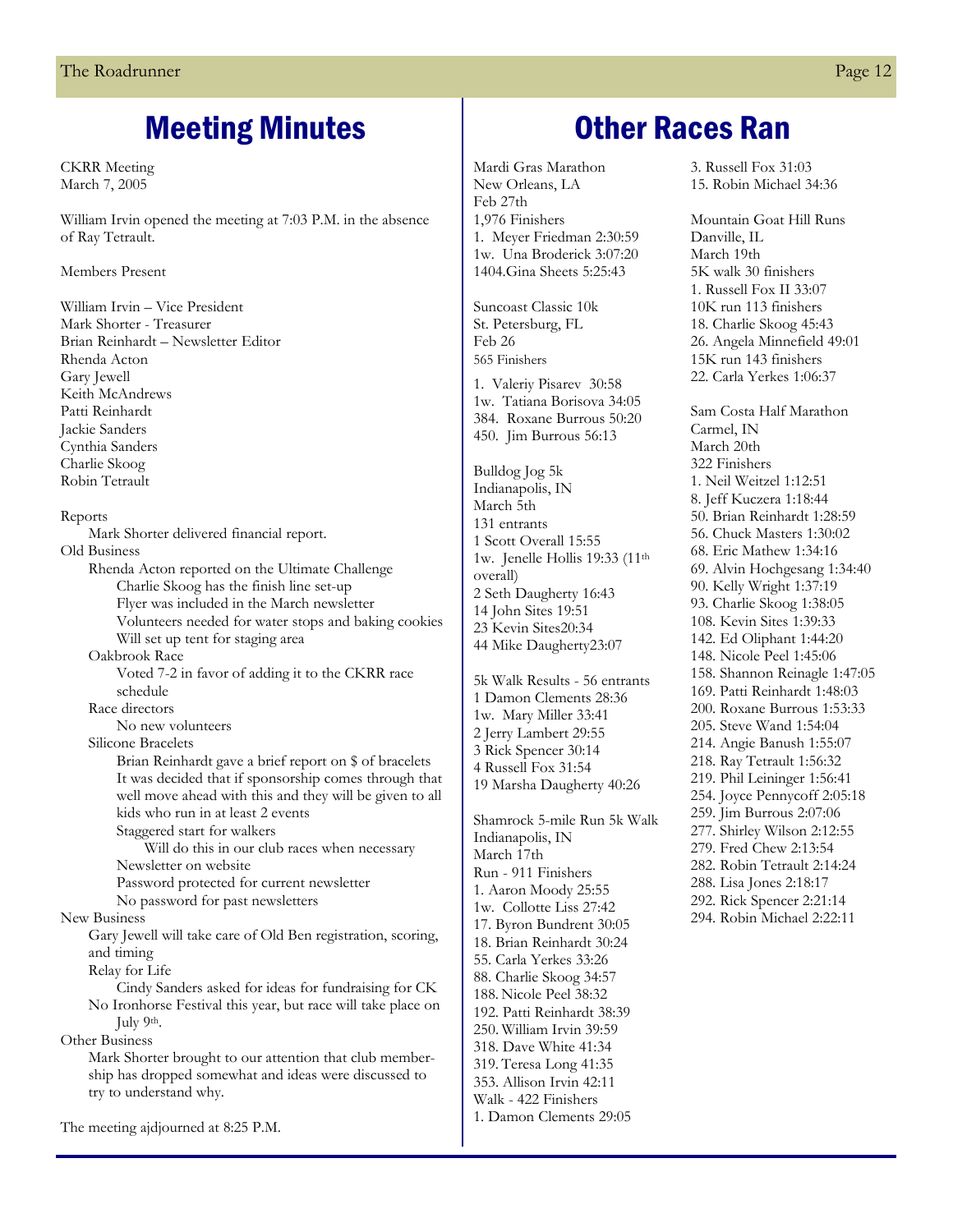# Meeting Minutes

CKRR Meeting
March 7, 2005

William Irvin opened the meeting at 7:03 P.M. in the absence of Ray Tetrault.

Members Present

William Irvin – Vice President
Mark Shorter - Treasurer
Brian Reinhardt – Newsletter Editor
Rhenda Acton
Gary Jewell
Keith McAndrews
Patti Reinhardt
Jackie Sanders
Cynthia Sanders
Charlie Skoog
Robin Tetrault

Reports
- Mark Shorter delivered financial report.

Old Business
- Rhenda Acton reported on the Ultimate Challenge
  - Charlie Skoog has the finish line set-up
  - Flyer was included in the March newsletter
  - Volunteers needed for water stops and baking cookies
  - Will set up tent for staging area
- Oakbrook Race
  - Voted 7-2 in favor of adding it to the CKRR race schedule
- Race directors
  - No new volunteers
- Silicone Bracelets
  - Brian Reinhardt gave a brief report on $ of bracelets
  - It was decided that if sponsorship comes through that well move ahead with this and they will be given to all kids who run in at least 2 events
  - Staggered start for walkers
    - Will do this in our club races when necessary
  - Newsletter on website
  - Password protected for current newsletter
  - No password for past newsletters

New Business
- Gary Jewell will take care of Old Ben registration, scoring, and timing
- Relay for Life
  - Cindy Sanders asked for ideas for fundraising for CK
- No Ironhorse Festival this year, but race will take place on July 9th.

Other Business
- Mark Shorter brought to our attention that club membership has dropped somewhat and ideas were discussed to try to understand why.

The meeting ajdjourned at 8:25 P.M.

# Other Races Ran

Mardi Gras Marathon
New Orleans, LA
Feb 27th
1,976 Finishers
1. Meyer Friedman 2:30:59
1w. Una Broderick 3:07:20
1404.Gina Sheets 5:25:43

Suncoast Classic 10k
St. Petersburg, FL
Feb 26
565 Finishers
1. Valeriy Pisarev 30:58
1w. Tatiana Borisova 34:05
384. Roxane Burrous 50:20
450. Jim Burrous 56:13

Bulldog Jog 5k
Indianapolis, IN
March 5th
131 entrants
1 Scott Overall 15:55
1w. Jenelle Hollis 19:33 (11th overall)
2 Seth Daugherty 16:43
14 John Sites 19:51
23 Kevin Sites20:34
44 Mike Daugherty23:07

5k Walk Results - 56 entrants
1 Damon Clements 28:36
1w. Mary Miller 33:41
2 Jerry Lambert 29:55
3 Rick Spencer 30:14
4 Russell Fox 31:54
19 Marsha Daugherty 40:26

Shamrock 5-mile Run 5k Walk
Indianapolis, IN
March 17th
Run - 911 Finishers
1. Aaron Moody 25:55
1w. Collotte Liss 27:42
17. Byron Bundrent 30:05
18. Brian Reinhardt 30:24
55. Carla Yerkes 33:26
88. Charlie Skoog 34:57
188. Nicole Peel 38:32
192. Patti Reinhardt 38:39
250. William Irvin 39:59
318. Dave White 41:34
319. Teresa Long 41:35
353. Allison Irvin 42:11
Walk - 422 Finishers
1. Damon Clements 29:05
3. Russell Fox 31:03
15. Robin Michael 34:36

Mountain Goat Hill Runs
Danville, IL
March 19th
5K walk 30 finishers
1. Russell Fox II 33:07
10K run 113 finishers
18. Charlie Skoog 45:43
26. Angela Minnefield 49:01
15K run 143 finishers
22. Carla Yerkes 1:06:37

Sam Costa Half Marathon
Carmel, IN
March 20th
322 Finishers
1. Neil Weitzel 1:12:51
8. Jeff Kuczera 1:18:44
50. Brian Reinhardt 1:28:59
56. Chuck Masters 1:30:02
68. Eric Mathew 1:34:16
69. Alvin Hochgesang 1:34:40
90. Kelly Wright 1:37:19
93. Charlie Skoog 1:38:05
108. Kevin Sites 1:39:33
142. Ed Oliphant 1:44:20
148. Nicole Peel 1:45:06
158. Shannon Reinagle 1:47:05
169. Patti Reinhardt 1:48:03
200. Roxane Burrous 1:53:33
205. Steve Wand 1:54:04
214. Angie Banush 1:55:07
218. Ray Tetrault 1:56:32
219. Phil Leininger 1:56:41
254. Joyce Pennycoff 2:05:18
259. Jim Burrous 2:07:06
277. Shirley Wilson 2:12:55
279. Fred Chew 2:13:54
282. Robin Tetrault 2:14:24
288. Lisa Jones 2:18:17
292. Rick Spencer 2:21:14
294. Robin Michael 2:22:11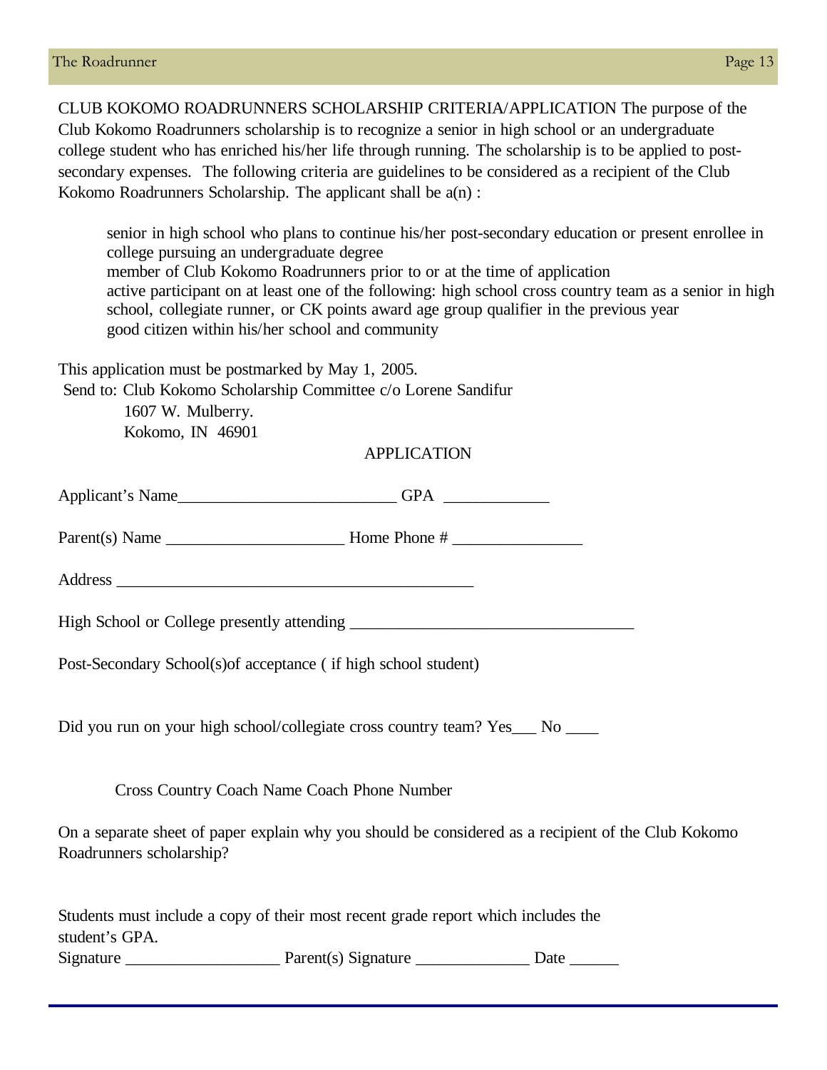CLUB KOKOMO ROADRUNNERS SCHOLARSHIP CRITERIA/APPLICATION The purpose of the Club Kokomo Roadrunners scholarship is to recognize a senior in high school or an undergraduate college student who has enriched his/her life through running. The scholarship is to be applied to post-secondary expenses. The following criteria are guidelines to be considered as a recipient of the Club Kokomo Roadrunners Scholarship. The applicant shall be a(n) :

- senior in high school who plans to continue his/her post-secondary education or present enrollee in college pursuing an undergraduate degree
- member of Club Kokomo Roadrunners prior to or at the time of application
- active participant on at least one of the following: high school cross country team as a senior in high school, collegiate runner, or CK points award age group qualifier in the previous year
- good citizen within his/her school and community

This application must be postmarked by May 1, 2005.

Send to: Club Kokomo Scholarship Committee c/o Lorene Sandifur
1607 W. Mulberry.
Kokomo, IN 46901

APPLICATION

Applicant's Name__________________________ GPA ____________

Parent(s) Name _____________________ Home Phone # _______________

Address ___________________________________________

High School or College presently attending _________________________________

Post-Secondary School(s)of acceptance ( if high school student)

Did you run on your high school/collegiate cross country team? Yes___ No ____

Cross Country Coach Name Coach Phone Number

On a separate sheet of paper explain why you should be considered as a recipient of the Club Kokomo Roadrunners scholarship?

Students must include a copy of their most recent grade report which includes the student's GPA.

Signature __________________ Parent(s) Signature _____________ Date ______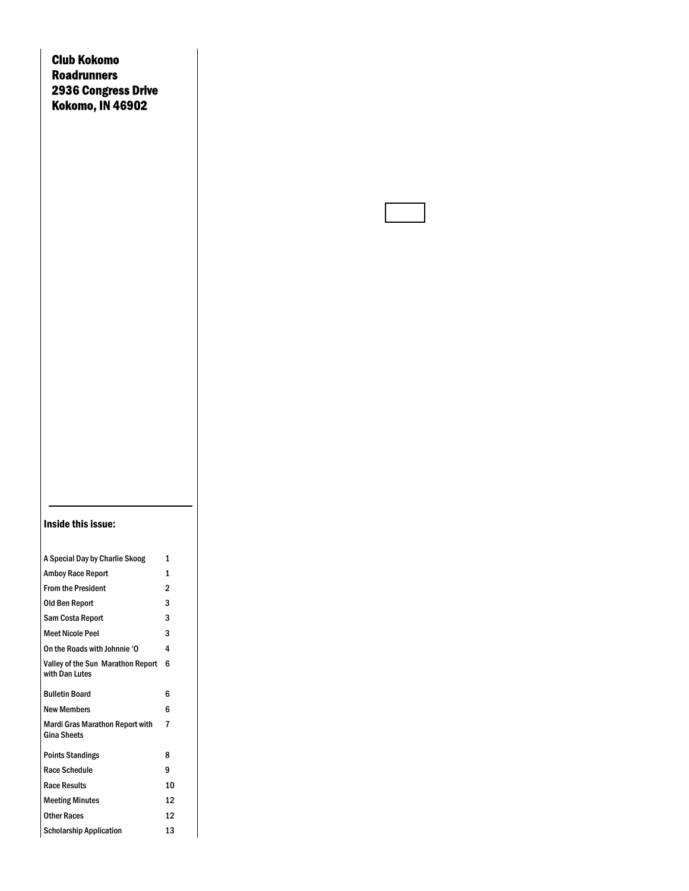**Club Kokomo Roadrunners**
**2936 Congress Drive**
**Kokomo, IN 46902**

### Inside this issue:

| | |
|---|---|
| A Special Day by Charlie Skoog | 1 |
| Amboy Race Report | 1 |
| From the President | 2 |
| Old Ben Report | 3 |
| Sam Costa Report | 3 |
| Meet Nicole Peel | 3 |
| On the Roads with Johnnie 'O | 4 |
| Valley of the Sun Marathon Report with Dan Lutes | 6 |
| Bulletin Board | 6 |
| New Members | 6 |
| Mardi Gras Marathon Report with Gina Sheets | 7 |
| Points Standings | 8 |
| Race Schedule | 9 |
| Race Results | 10 |
| Meeting Minutes | 12 |
| Other Races | 12 |
| Scholarship Application | 13 |